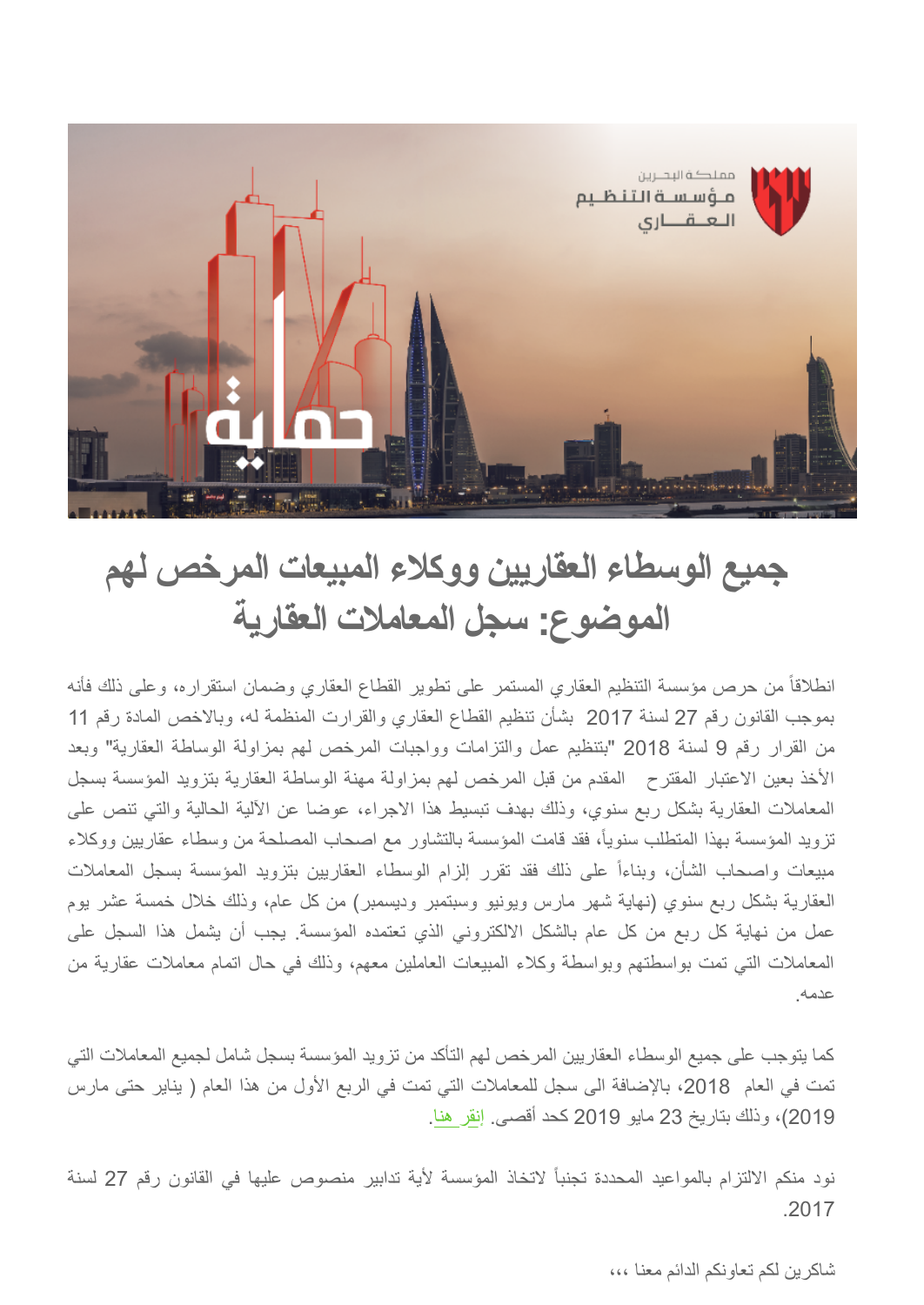# جميع الوسطاء العقاريين ووكلاء المبيعات المرخص لهم
# الموضوع: سجل المعاملات العقارية

انطلاقاً من حرص مؤسسة التنظيم العقاري المستمر على تطوير القطاع العقاري وضمان استقراره، وعلى ذلك فأنه بموجب القانون رقم 27 لسنة 2017 بشأن تنظيم القطاع العقاري والقرارت المنظمة له، وبالاخص المادة رقم 11 من القرار رقم 9 لسنة 2018 "بتنظيم عمل والتزامات وواجبات المرخص لهم بمزاولة الوساطة العقارية" وبعد الأخذ بعين الاعتبار المقترح المقدم من قبل المرخص لهم بمزاولة مهنة الوساطة العقارية بتزويد المؤسسة بسجل المعاملات العقارية بشكل ربع سنوي، وذلك بهدف تبسيط هذا الاجراء، عوضا عن الآلية الحالية والتي تنص على تزويد المؤسسة بهذا المتطلب سنوياً، فقد قامت المؤسسة بالتشاور مع اصحاب المصلحة من وسطاء عقاريين ووكلاء مبيعات واصحاب الشأن، وبناءاً على ذلك فقد تقرر إلزام الوسطاء العقاريين بتزويد المؤسسة بسجل المعاملات العقارية بشكل ربع سنوي (نهاية شهر مارس ويونيو وسبتمبر وديسمبر) من كل عام، وذلك خلال خمسة عشر يوم عمل من نهاية كل ربع من كل عام بالشكل الالكتروني الذي تعتمده المؤسسة. يجب أن يشمل هذا السجل على المعاملات التي تمت بواسطتهم وبواسطة وكلاء المبيعات العاملين معهم، وذلك في حال اتمام معاملات عقارية من عدمه.

كما يتوجب على جميع الوسطاء العقاريين المرخص لهم التأكد من تزويد المؤسسة بسجل شامل لجميع المعاملات التي تمت في العام 2018، بالإضافة الى سجل للمعاملات التي تمت في الربع الأول من هذا العام ( يناير حتى مارس 2019)، وذلك بتاريخ 23 مايو 2019 كحد أقصى. إنقر هنا.

نود منكم الالتزام بالمواعيد المحددة تجنباً لاتخاذ المؤسسة لأية تدابير منصوص عليها في القانون رقم 27 لسنة 2017.

شاكرين لكم تعاونكم الدائم معنا ،،،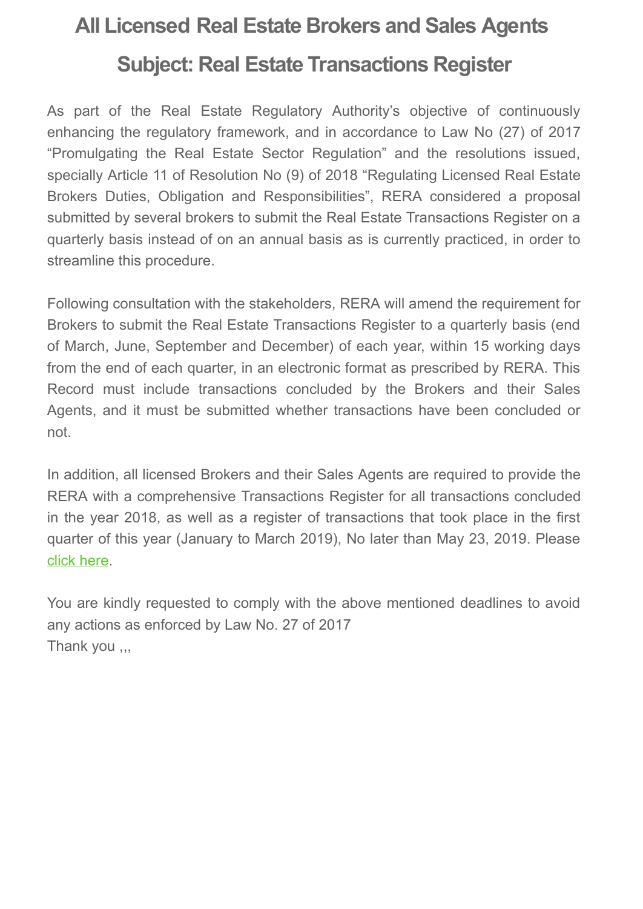# All Licensed Real Estate Brokers and Sales Agents

## Subject: Real Estate Transactions Register

As part of the Real Estate Regulatory Authority's objective of continuously enhancing the regulatory framework, and in accordance to Law No (27) of 2017 "Promulgating the Real Estate Sector Regulation" and the resolutions issued, specially Article 11 of Resolution No (9) of 2018 "Regulating Licensed Real Estate Brokers Duties, Obligation and Responsibilities", RERA considered a proposal submitted by several brokers to submit the Real Estate Transactions Register on a quarterly basis instead of on an annual basis as is currently practiced, in order to streamline this procedure.

Following consultation with the stakeholders, RERA will amend the requirement for Brokers to submit the Real Estate Transactions Register to a quarterly basis (end of March, June, September and December) of each year, within 15 working days from the end of each quarter, in an electronic format as prescribed by RERA. This Record must include transactions concluded by the Brokers and their Sales Agents, and it must be submitted whether transactions have been concluded or not.

In addition, all licensed Brokers and their Sales Agents are required to provide the RERA with a comprehensive Transactions Register for all transactions concluded in the year 2018, as well as a register of transactions that took place in the first quarter of this year (January to March 2019), No later than May 23, 2019. Please click here.

You are kindly requested to comply with the above mentioned deadlines to avoid any actions as enforced by Law No. 27 of 2017
Thank you ,,,